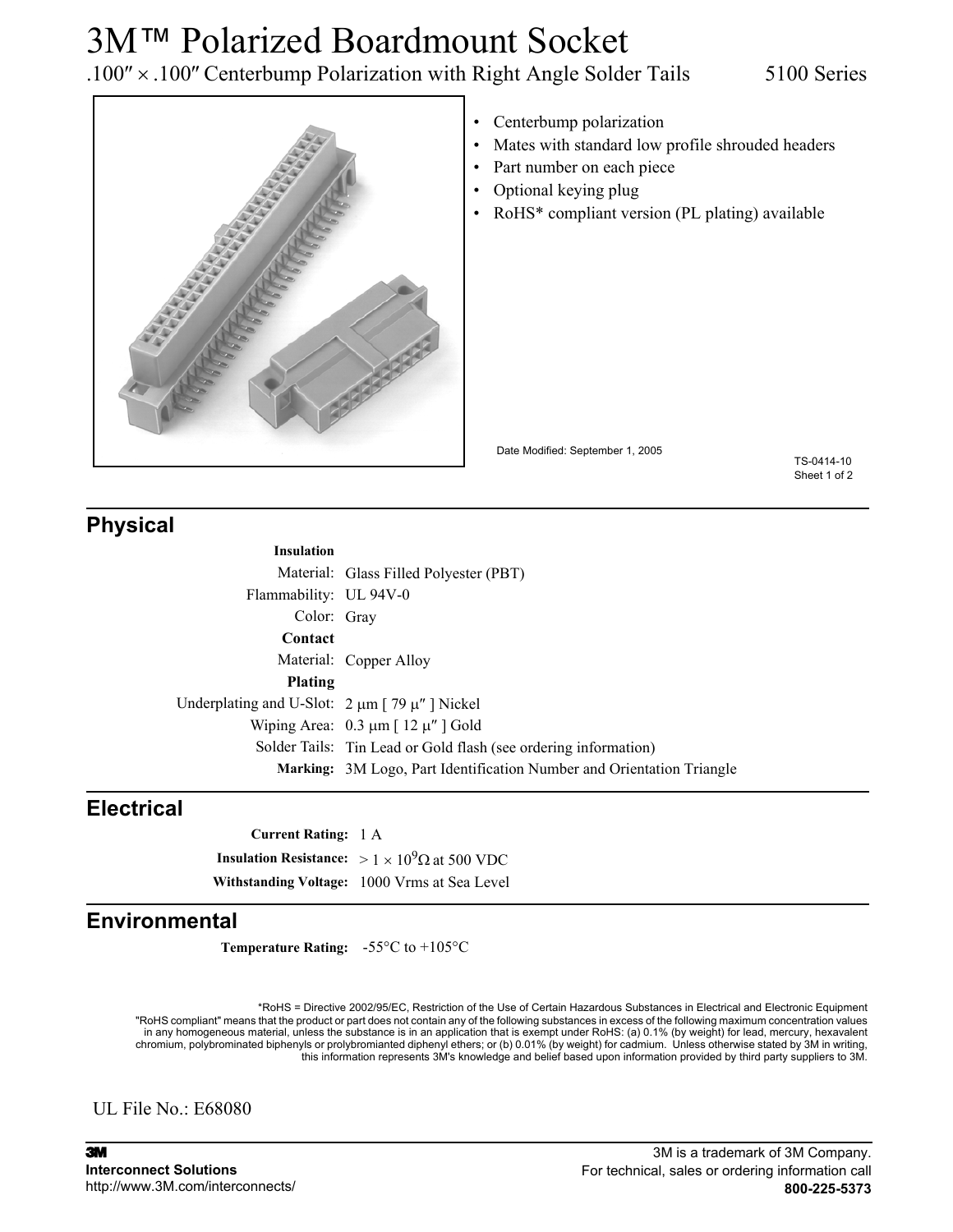# 3M™ Polarized Boardmount Socket

.100″ × .100″ Centerbump Polarization with Right Angle Solder Tails 5100 Series

- Centerbump polarization
- Mates with standard low profile shrouded headers
- Part number on each piece
- Optional keying plug
- RoHS* compliant version (PL plating) available

Date Modified: September 1, 2005

TS-0414-10

## Physical

**Insulation**

Material: Glass Filled Polyester (PBT)

Flammability: UL 94V-0

Color: Gray

**Contact**

Material: Copper Alloy

**Plating**

Underplating and U-Slot: 2 μm [ 79 μ″ ] Nickel

Wiping Area: 0.3 μm [ 12 μ″ ] Gold

Solder Tails: Tin Lead or Gold flash (see ordering information)

**Marking:** 3M Logo, Part Identification Number and Orientation Triangle

## Electrical

**Current Rating:** 1 A

**Insulation Resistance:** $> 1 \times 10^9 \Omega$ at 500 VDC

**Withstanding Voltage:** 1000 Vrms at Sea Level

## Environmental

**Temperature Rating:** -55°C to +105°C

*RoHS = Directive 2002/95/EC, Restriction of the Use of Certain Hazardous Substances in Electrical and Electronic Equipment "RoHS compliant" means that the product or part does not contain any of the following substances in excess of the following maximum concentration values in any homogeneous material, unless the substance is in an application that is exempt under RoHS: (a) 0.1% (by weight) for lead, mercury, hexavalent chromium, polybrominated biphenyls or prolybromianted diphenyl ethers; or (b) 0.01% (by weight) for cadmium. Unless otherwise stated by 3M in writing, this information represents 3M's knowledge and belief based upon information provided by third party suppliers to 3M.

UL File No.: E68080

**3M**
**Interconnect Solutions**
http://www.3M.com/interconnects/

3M is a trademark of 3M Company.
For technical, sales or ordering information call
**800-225-5373**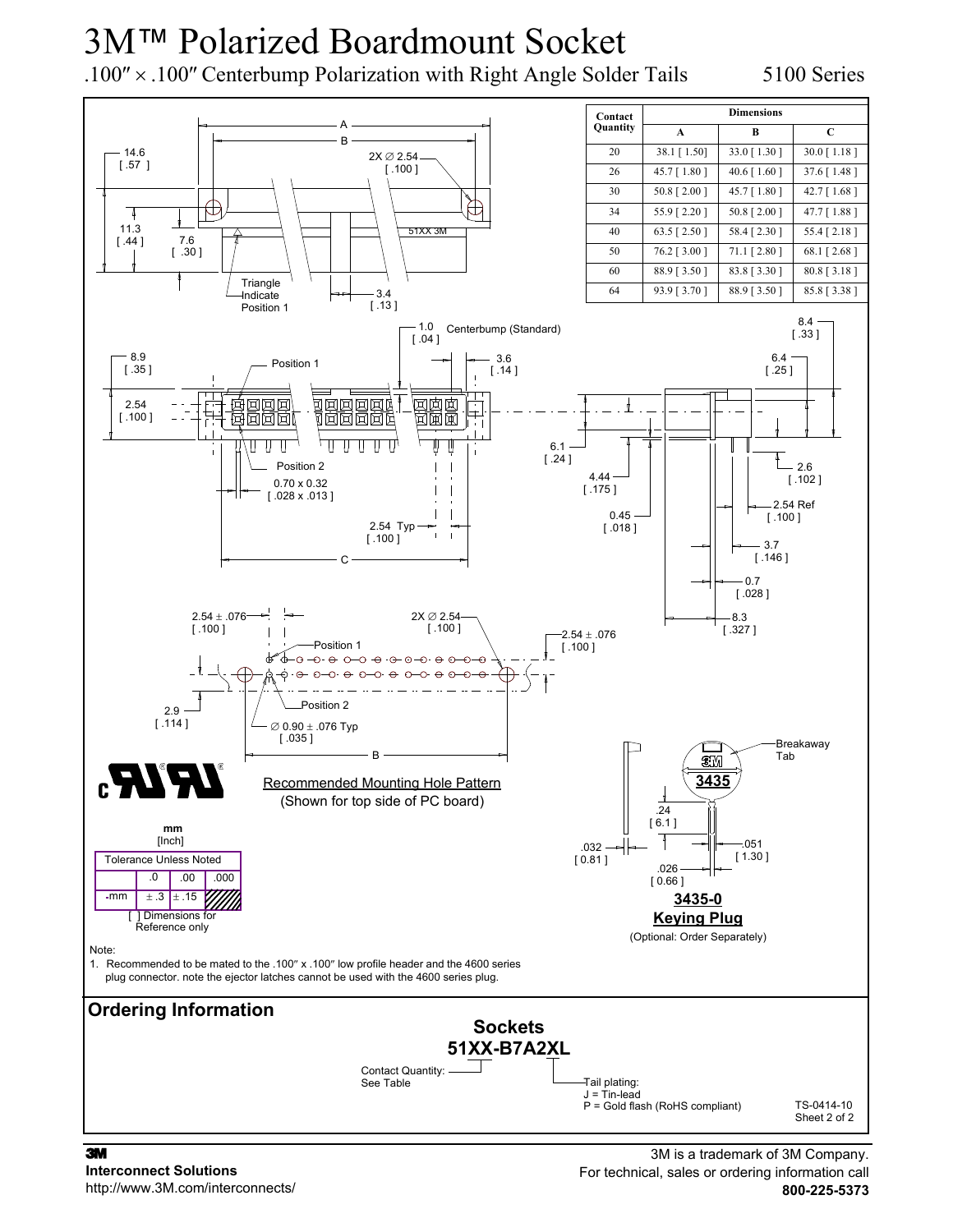# 3M™ Polarized Boardmount Socket

.100″ × .100″ Centerbump Polarization with Right Angle Solder Tails — 5100 Series

| Contact Quantity | Dimensions A | Dimensions B | Dimensions C |
|---|---|---|---|
| 20 | 38.1 [ 1.50] | 33.0 [ 1.30 ] | 30.0 [ 1.18 ] |
| 26 | 45.7 [ 1.80 ] | 40.6 [ 1.60 ] | 37.6 [ 1.48 ] |
| 30 | 50.8 [ 2.00 ] | 45.7 [ 1.80 ] | 42.7 [ 1.68 ] |
| 34 | 55.9 [ 2.20 ] | 50.8 [ 2.00 ] | 47.7 [ 1.88 ] |
| 40 | 63.5 [ 2.50 ] | 58.4 [ 2.30 ] | 55.4 [ 2.18 ] |
| 50 | 76.2 [ 3.00 ] | 71.1 [ 2.80 ] | 68.1 [ 2.68 ] |
| 60 | 88.9 [ 3.50 ] | 83.8 [ 3.30 ] | 80.8 [ 3.18 ] |
| 64 | 93.9 [ 3.70 ] | 88.9 [ 3.50 ] | 85.8 [ 3.38 ] |

A; B; 14.6 [ .57 ]; 2X ∅ 2.54 [ .100 ]; 11.3 [ .44 ]; 7.6 [ .30 ]; 51XX 3M; Triangle Indicate Position 1; 3.4 [ .13 ]

1.0 [ .04 ] Centerbump (Standard); 8.9 [ .35 ]; Position 1; 3.6 [ .14 ]; 2.54 [ .100 ]; 8.4 [ .33 ]; 6.4 [ .25 ]; 6.1 [ .24 ]; Position 2; 0.70 x 0.32 [ .028 x .013 ]; 2.54 Typ [ .100 ]; C; 4.44 [ .175 ]; 0.45 [ .018 ]; 2.6 [ .102 ]; 2.54 Ref [ .100 ]; 3.7 [ .146 ]; 0.7 [ .028 ]; 8.3 [ .327 ]

2.54 ± .076 [ .100 ]; 2X ∅ 2.54 [ .100 ]; 2.54 ± .076 [ .100 ]; Position 1; Position 2; 2.9 [ .114 ]; ∅ 0.90 ± .076 Typ [ .035 ]; B

Recommended Mounting Hole Pattern
(Shown for top side of PC board)

Breakaway Tab; 3435; .24 [ 6.1 ]; .032 [ 0.81 ]; .051 [ 1.30 ]; .026 [ 0.66 ]

**3435-0**
**Keying Plug**
(Optional: Order Separately)

mm
[Inch]

| Tolerance Unless Noted | | | |
|---|---|---|---|
| | .0 | .00 | .000 |
| -mm | ± .3 | ± .15 | |

[ ] Dimensions for Reference only

Note:
1. Recommended to be mated to the .100″ x .100″ low profile header and the 4600 series plug connector. note the ejector latches cannot be used with the 4600 series plug.

## Ordering Information

**Sockets**
**51XX-B7A2XL**

Contact Quantity: See Table

Tail plating:
J = Tin-lead
P = Gold flash (RoHS compliant)

TS-0414-10
Sheet 2 of 2

3M
**Interconnect Solutions**
http://www.3M.com/interconnects/

3M is a trademark of 3M Company.
For technical, sales or ordering information call
**800-225-5373**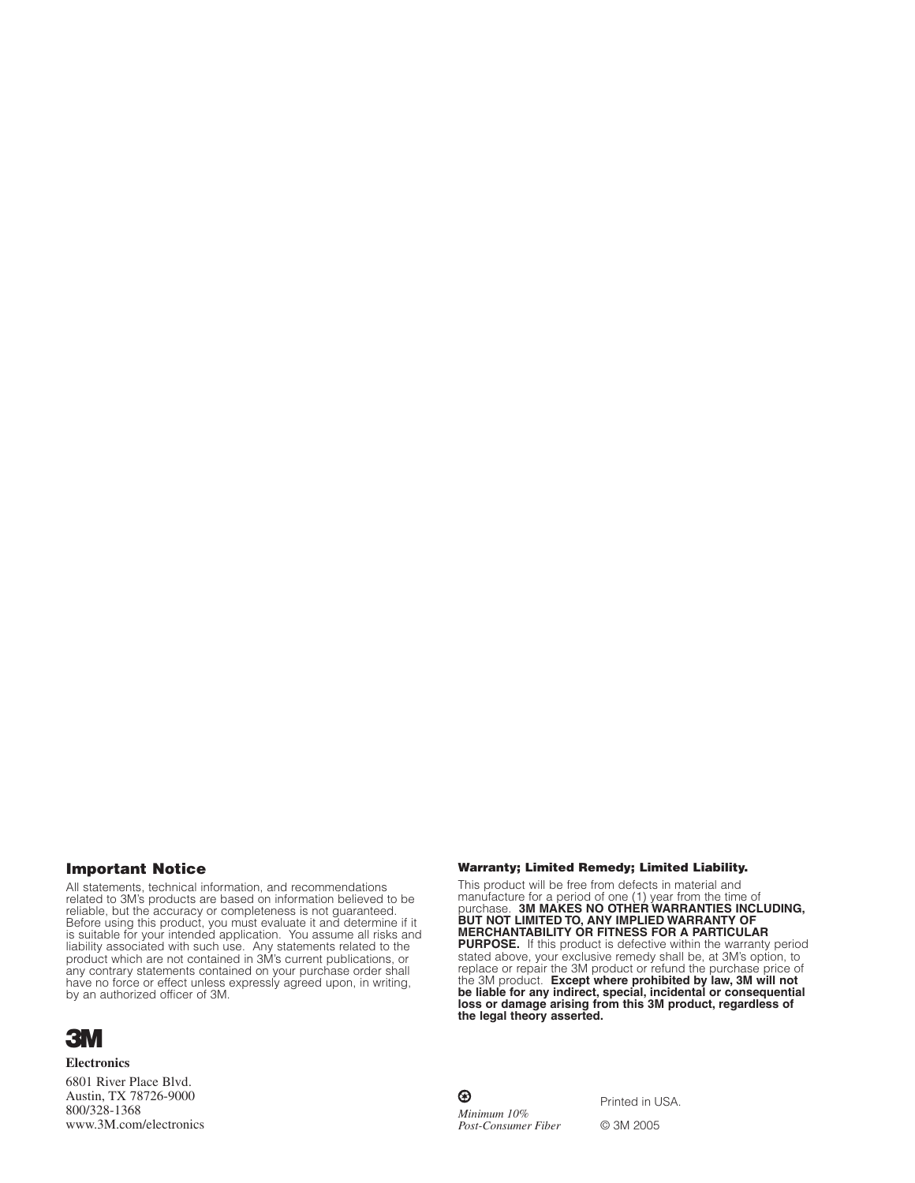## Important Notice

All statements, technical information, and recommendations related to 3M's products are based on information believed to be reliable, but the accuracy or completeness is not guaranteed. Before using this product, you must evaluate it and determine if it is suitable for your intended application. You assume all risks and liability associated with such use. Any statements related to the product which are not contained in 3M's current publications, or any contrary statements contained on your purchase order shall have no force or effect unless expressly agreed upon, in writing, by an authorized officer of 3M.

**Warranty; Limited Remedy; Limited Liability.**

This product will be free from defects in material and manufacture for a period of one (1) year from the time of purchase. **3M MAKES NO OTHER WARRANTIES INCLUDING, BUT NOT LIMITED TO, ANY IMPLIED WARRANTY OF MERCHANTABILITY OR FITNESS FOR A PARTICULAR PURPOSE.** If this product is defective within the warranty period stated above, your exclusive remedy shall be, at 3M's option, to replace or repair the 3M product or refund the purchase price of the 3M product. **Except where prohibited by law, 3M will not be liable for any indirect, special, incidental or consequential loss or damage arising from this 3M product, regardless of the legal theory asserted.**

**3M**

**Electronics**

6801 River Place Blvd.
Austin, TX 78726-9000
800/328-1368
www.3M.com/electronics

*Minimum 10%*
*Post-Consumer Fiber*

Printed in USA.

© 3M 2005